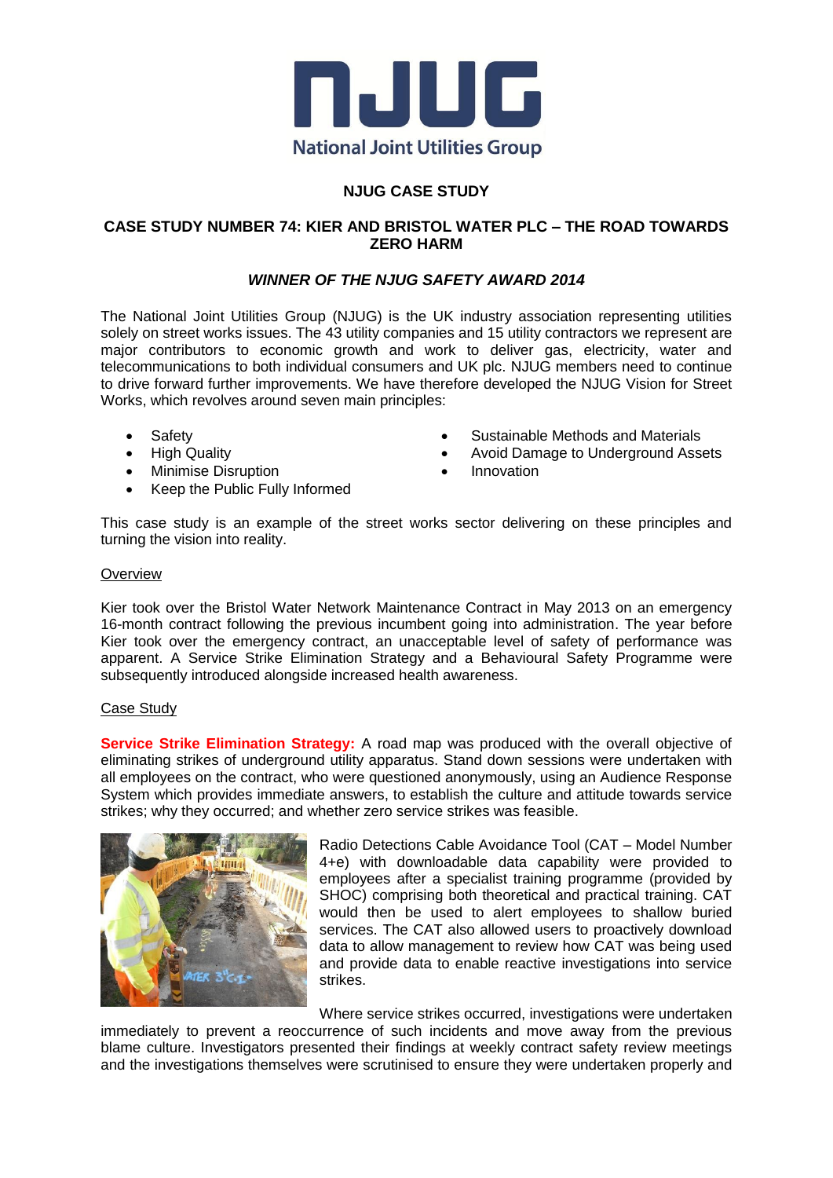# NJUG

National Joint Utilities Group

## NJUG CASE STUDY

## CASE STUDY NUMBER 74: KIER AND BRISTOL WATER PLC – THE ROAD TOWARDS ZERO HARM

***WINNER OF THE NJUG SAFETY AWARD 2014***

The National Joint Utilities Group (NJUG) is the UK industry association representing utilities solely on street works issues. The 43 utility companies and 15 utility contractors we represent are major contributors to economic growth and work to deliver gas, electricity, water and telecommunications to both individual consumers and UK plc. NJUG members need to continue to drive forward further improvements. We have therefore developed the NJUG Vision for Street Works, which revolves around seven main principles:

- Safety
- High Quality
- Minimise Disruption
- Keep the Public Fully Informed
- Sustainable Methods and Materials
- Avoid Damage to Underground Assets
- Innovation

This case study is an example of the street works sector delivering on these principles and turning the vision into reality.

### Overview

Kier took over the Bristol Water Network Maintenance Contract in May 2013 on an emergency 16-month contract following the previous incumbent going into administration. The year before Kier took over the emergency contract, an unacceptable level of safety of performance was apparent. A Service Strike Elimination Strategy and a Behavioural Safety Programme were subsequently introduced alongside increased health awareness.

### Case Study

**Service Strike Elimination Strategy:** A road map was produced with the overall objective of eliminating strikes of underground utility apparatus. Stand down sessions were undertaken with all employees on the contract, who were questioned anonymously, using an Audience Response System which provides immediate answers, to establish the culture and attitude towards service strikes; why they occurred; and whether zero service strikes was feasible.

Radio Detections Cable Avoidance Tool (CAT – Model Number 4+e) with downloadable data capability were provided to employees after a specialist training programme (provided by SHOC) comprising both theoretical and practical training. CAT would then be used to alert employees to shallow buried services. The CAT also allowed users to proactively download data to allow management to review how CAT was being used and provide data to enable reactive investigations into service strikes.

Where service strikes occurred, investigations were undertaken immediately to prevent a reoccurrence of such incidents and move away from the previous blame culture. Investigators presented their findings at weekly contract safety review meetings and the investigations themselves were scrutinised to ensure they were undertaken properly and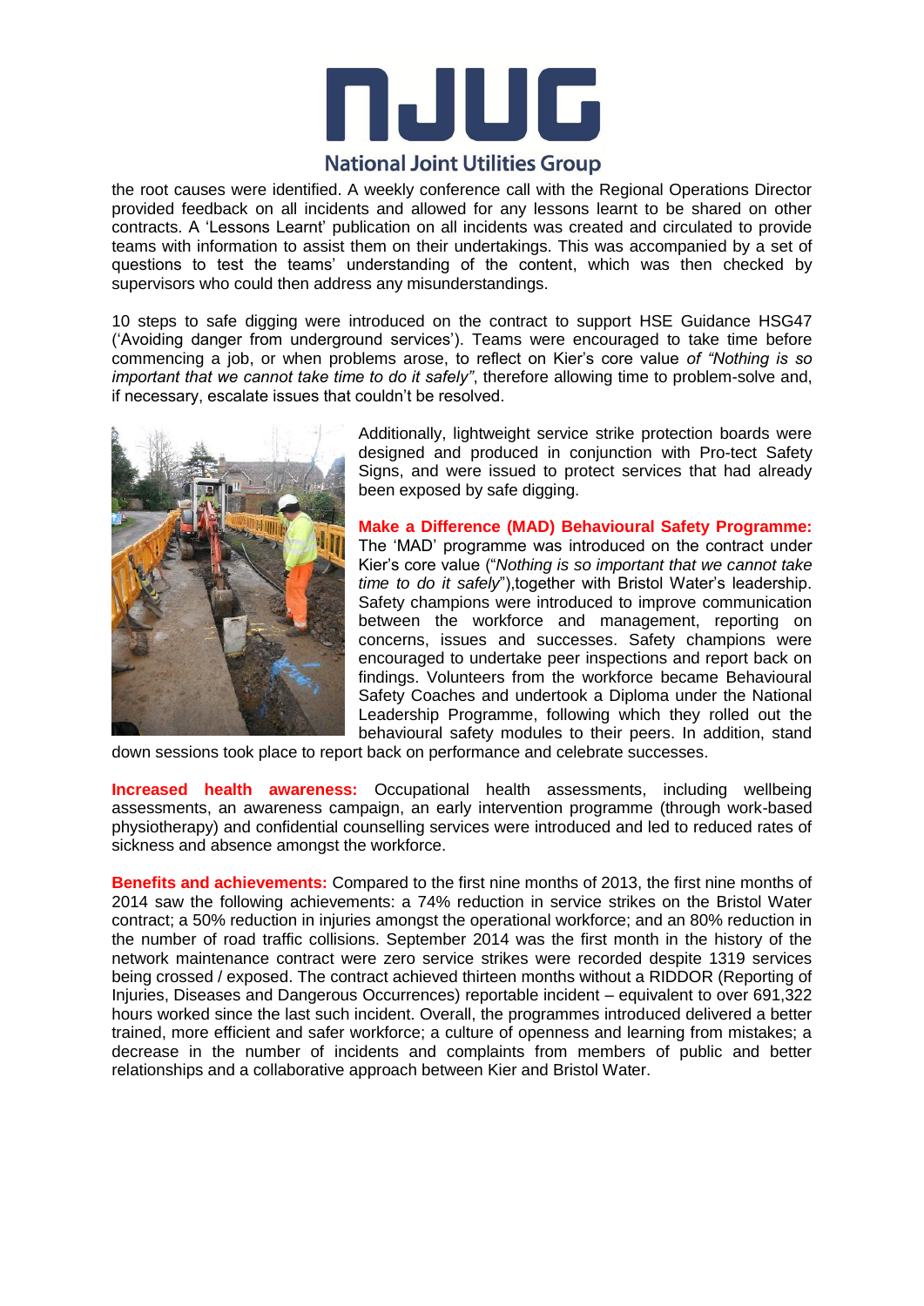the root causes were identified. A weekly conference call with the Regional Operations Director provided feedback on all incidents and allowed for any lessons learnt to be shared on other contracts. A 'Lessons Learnt' publication on all incidents was created and circulated to provide teams with information to assist them on their undertakings. This was accompanied by a set of questions to test the teams' understanding of the content, which was then checked by supervisors who could then address any misunderstandings.

10 steps to safe digging were introduced on the contract to support HSE Guidance HSG47 ('Avoiding danger from underground services'). Teams were encouraged to take time before commencing a job, or when problems arose, to reflect on Kier's core value *of "Nothing is so important that we cannot take time to do it safely"*, therefore allowing time to problem-solve and, if necessary, escalate issues that couldn't be resolved.

Additionally, lightweight service strike protection boards were designed and produced in conjunction with Pro-tect Safety Signs, and were issued to protect services that had already been exposed by safe digging.

**Make a Difference (MAD) Behavioural Safety Programme:** The 'MAD' programme was introduced on the contract under Kier's core value ("*Nothing is so important that we cannot take time to do it safely*"),together with Bristol Water's leadership. Safety champions were introduced to improve communication between the workforce and management, reporting on concerns, issues and successes. Safety champions were encouraged to undertake peer inspections and report back on findings. Volunteers from the workforce became Behavioural Safety Coaches and undertook a Diploma under the National Leadership Programme, following which they rolled out the behavioural safety modules to their peers. In addition, stand down sessions took place to report back on performance and celebrate successes.

**Increased health awareness:** Occupational health assessments, including wellbeing assessments, an awareness campaign, an early intervention programme (through work-based physiotherapy) and confidential counselling services were introduced and led to reduced rates of sickness and absence amongst the workforce.

**Benefits and achievements:** Compared to the first nine months of 2013, the first nine months of 2014 saw the following achievements: a 74% reduction in service strikes on the Bristol Water contract; a 50% reduction in injuries amongst the operational workforce; and an 80% reduction in the number of road traffic collisions. September 2014 was the first month in the history of the network maintenance contract were zero service strikes were recorded despite 1319 services being crossed / exposed. The contract achieved thirteen months without a RIDDOR (Reporting of Injuries, Diseases and Dangerous Occurrences) reportable incident – equivalent to over 691,322 hours worked since the last such incident. Overall, the programmes introduced delivered a better trained, more efficient and safer workforce; a culture of openness and learning from mistakes; a decrease in the number of incidents and complaints from members of public and better relationships and a collaborative approach between Kier and Bristol Water.